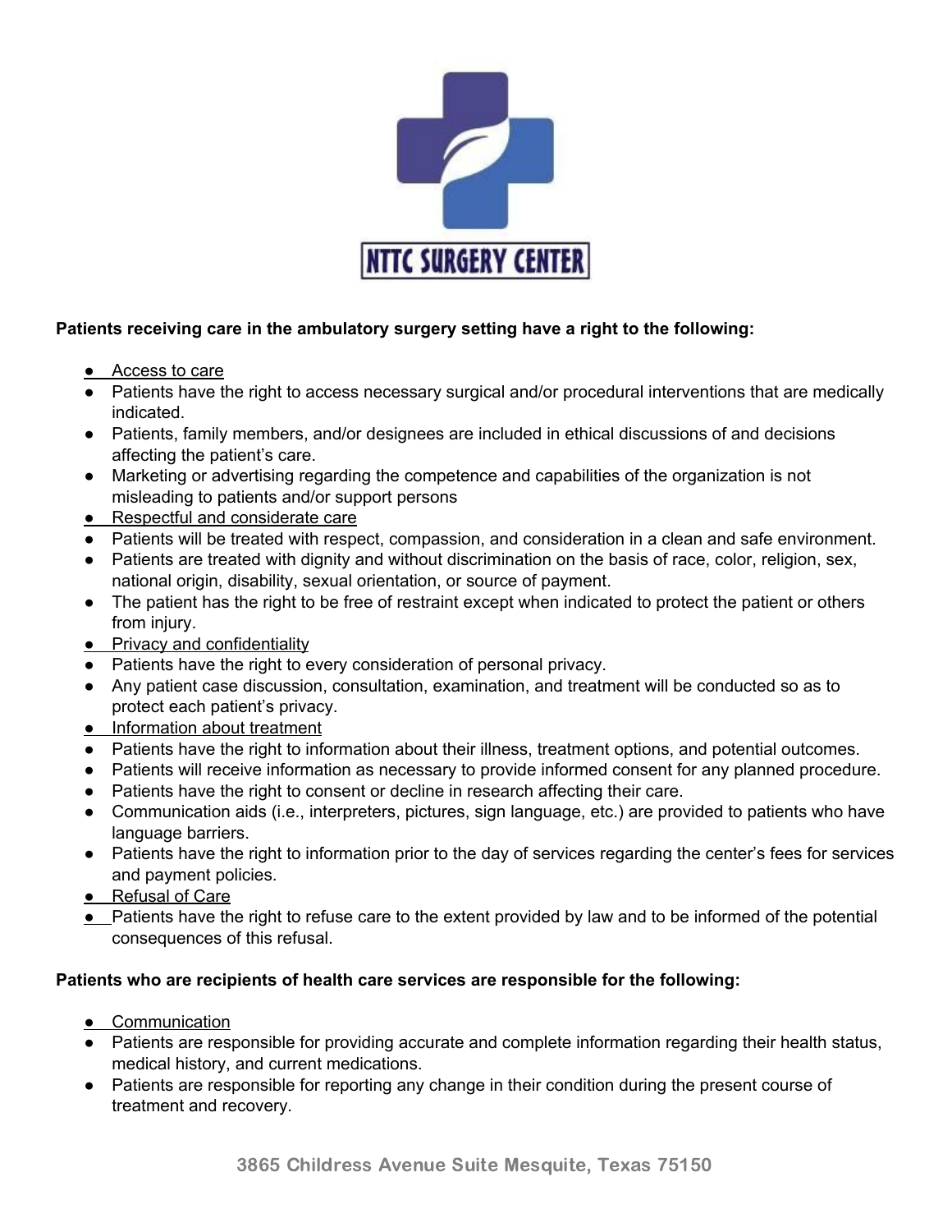NTTC SURGERY CENTER

**Patients receiving care in the ambulatory surgery setting have a right to the following:**

- Access to care
- Patients have the right to access necessary surgical and/or procedural interventions that are medically indicated.
- Patients, family members, and/or designees are included in ethical discussions of and decisions affecting the patient's care.
- Marketing or advertising regarding the competence and capabilities of the organization is not misleading to patients and/or support persons
- Respectful and considerate care
- Patients will be treated with respect, compassion, and consideration in a clean and safe environment.
- Patients are treated with dignity and without discrimination on the basis of race, color, religion, sex, national origin, disability, sexual orientation, or source of payment.
- The patient has the right to be free of restraint except when indicated to protect the patient or others from injury.
- Privacy and confidentiality
- Patients have the right to every consideration of personal privacy.
- Any patient case discussion, consultation, examination, and treatment will be conducted so as to protect each patient's privacy.
- Information about treatment
- Patients have the right to information about their illness, treatment options, and potential outcomes.
- Patients will receive information as necessary to provide informed consent for any planned procedure.
- Patients have the right to consent or decline in research affecting their care.
- Communication aids (i.e., interpreters, pictures, sign language, etc.) are provided to patients who have language barriers.
- Patients have the right to information prior to the day of services regarding the center's fees for services and payment policies.
- Refusal of Care
- Patients have the right to refuse care to the extent provided by law and to be informed of the potential consequences of this refusal.

**Patients who are recipients of health care services are responsible for the following:**

- Communication
- Patients are responsible for providing accurate and complete information regarding their health status, medical history, and current medications.
- Patients are responsible for reporting any change in their condition during the present course of treatment and recovery.

3865 Childress Avenue Suite Mesquite, Texas 75150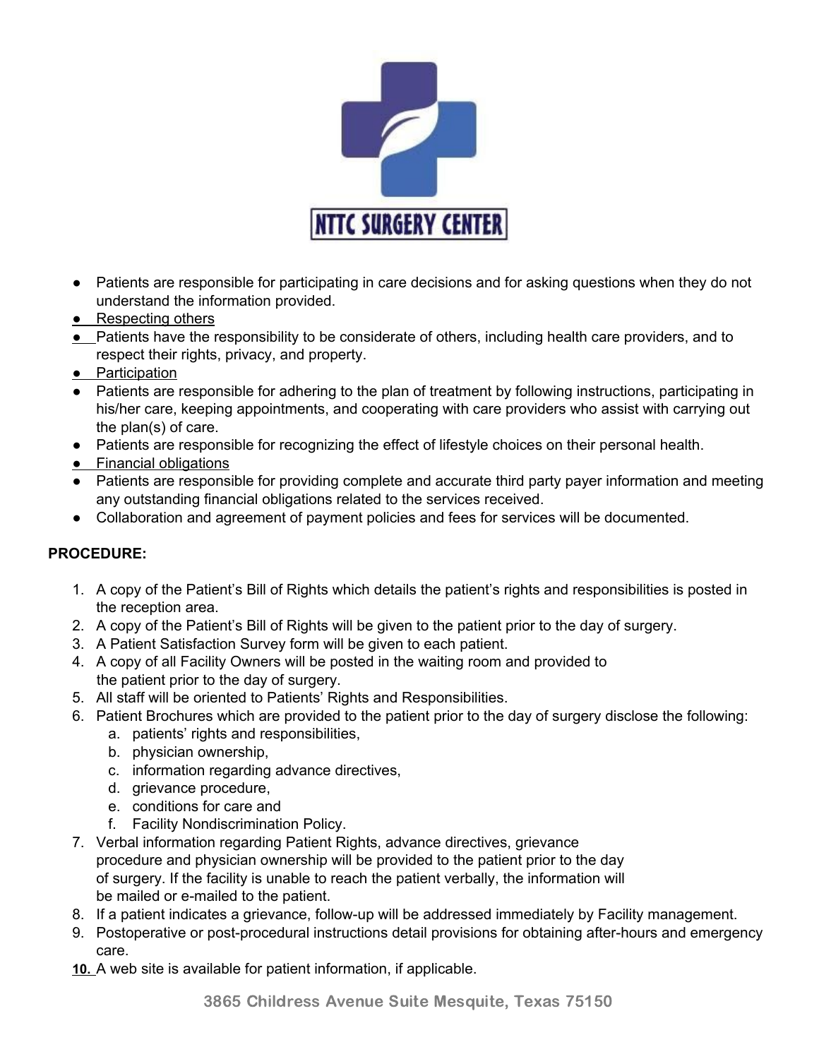- Patients are responsible for participating in care decisions and for asking questions when they do not understand the information provided.
- Respecting others
- Patients have the responsibility to be considerate of others, including health care providers, and to respect their rights, privacy, and property.
- Participation
- Patients are responsible for adhering to the plan of treatment by following instructions, participating in his/her care, keeping appointments, and cooperating with care providers who assist with carrying out the plan(s) of care.
- Patients are responsible for recognizing the effect of lifestyle choices on their personal health.
- Financial obligations
- Patients are responsible for providing complete and accurate third party payer information and meeting any outstanding financial obligations related to the services received.
- Collaboration and agreement of payment policies and fees for services will be documented.

**PROCEDURE:**

1. A copy of the Patient's Bill of Rights which details the patient's rights and responsibilities is posted in the reception area.
2. A copy of the Patient's Bill of Rights will be given to the patient prior to the day of surgery.
3. A Patient Satisfaction Survey form will be given to each patient.
4. A copy of all Facility Owners will be posted in the waiting room and provided to the patient prior to the day of surgery.
5. All staff will be oriented to Patients' Rights and Responsibilities.
6. Patient Brochures which are provided to the patient prior to the day of surgery disclose the following:
   a. patients' rights and responsibilities,
   b. physician ownership,
   c. information regarding advance directives,
   d. grievance procedure,
   e. conditions for care and
   f. Facility Nondiscrimination Policy.
7. Verbal information regarding Patient Rights, advance directives, grievance procedure and physician ownership will be provided to the patient prior to the day of surgery. If the facility is unable to reach the patient verbally, the information will be mailed or e-mailed to the patient.
8. If a patient indicates a grievance, follow-up will be addressed immediately by Facility management.
9. Postoperative or post-procedural instructions detail provisions for obtaining after-hours and emergency care.
10. A web site is available for patient information, if applicable.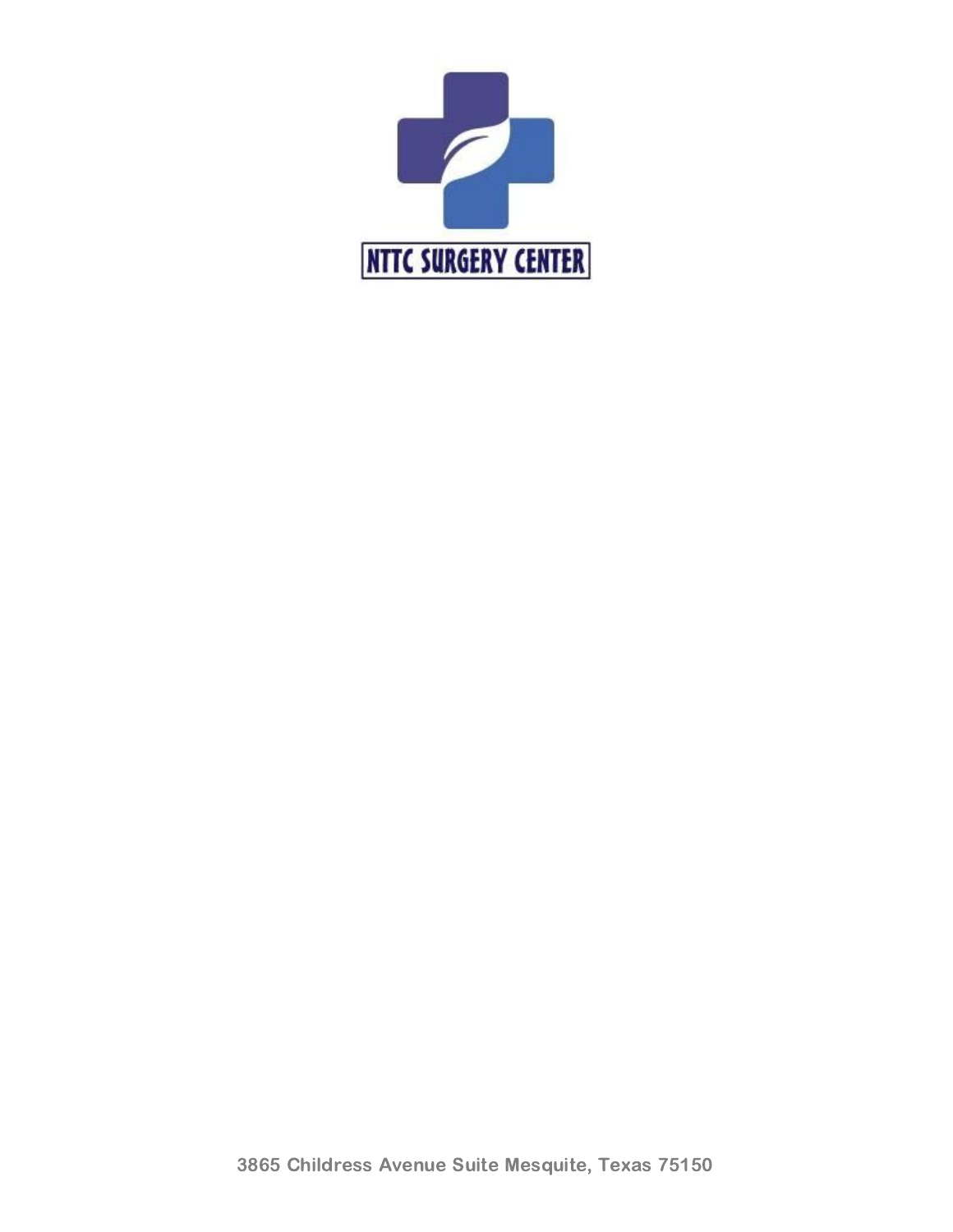NTTC SURGERY CENTER

3865 Childress Avenue Suite Mesquite, Texas 75150